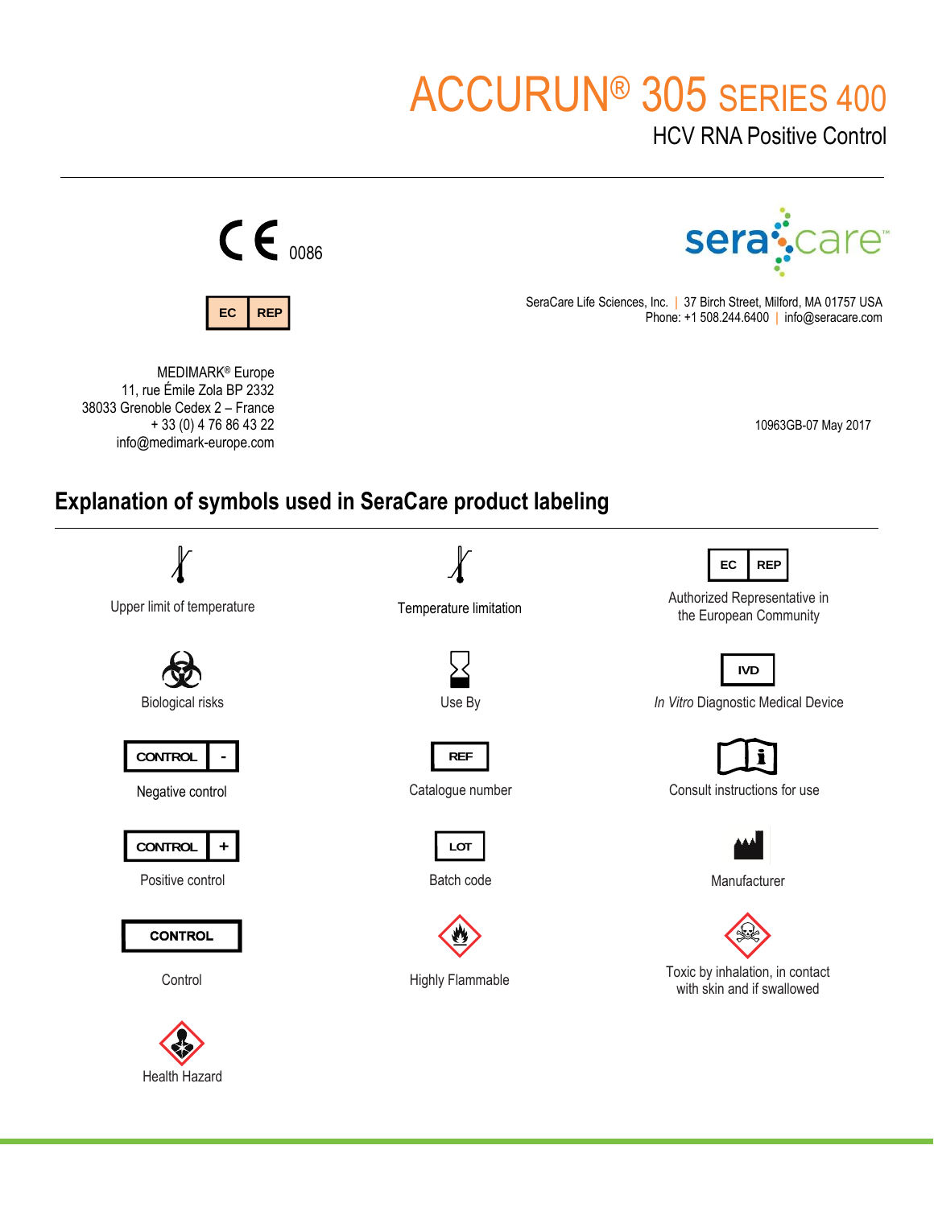# ACCURUN® 305 SERIES 400

## HCV RNA Positive Control

CE 0086

EC REP

MEDIMARK® Europe
11, rue Émile Zola BP 2332
38033 Grenoble Cedex 2 – France
+ 33 (0) 4 76 86 43 22
info@medimark-europe.com

seracare™

SeraCare Life Sciences, Inc. | 37 Birch Street, Milford, MA 01757 USA
Phone: +1 508.244.6400 | info@seracare.com

10963GB-07 May 2017

## Explanation of symbols used in SeraCare product labeling

| Symbol | Meaning |
|---|---|
| | Upper limit of temperature |
| | Temperature limitation |
| EC REP | Authorized Representative in the European Community |
| | Biological risks |
| | Use By |
| IVD | *In Vitro* Diagnostic Medical Device |
| CONTROL - | Negative control |
| REF | Catalogue number |
| | Consult instructions for use |
| CONTROL + | Positive control |
| LOT | Batch code |
| | Manufacturer |
| CONTROL | Control |
| | Highly Flammable |
| | Toxic by inhalation, in contact with skin and if swallowed |
| | Health Hazard |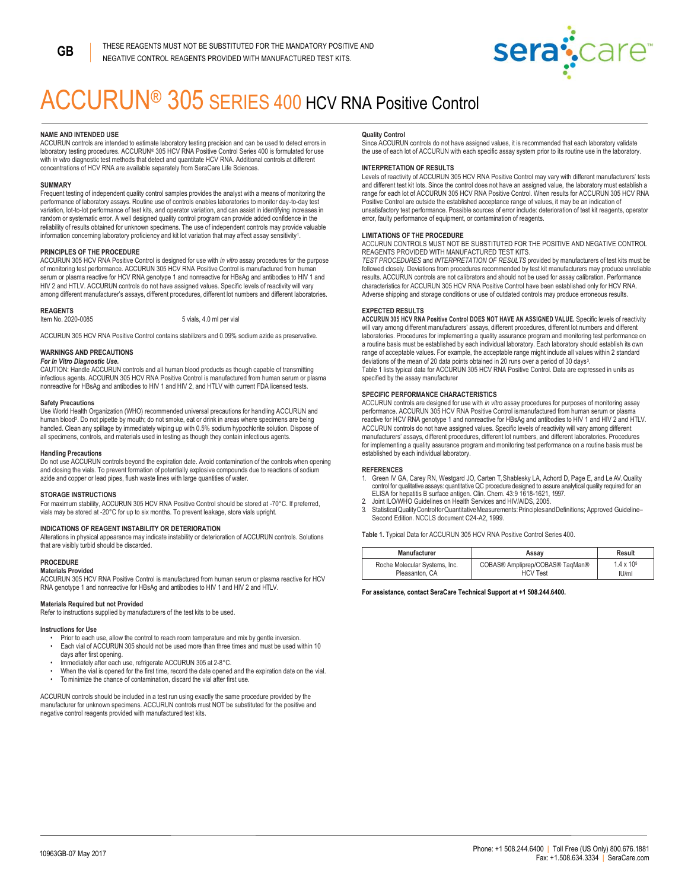GB

THESE REAGENTS MUST NOT BE SUBSTITUTED FOR THE MANDATORY POSITIVE AND NEGATIVE CONTROL REAGENTS PROVIDED WITH MANUFACTURED TEST KITS.

# ACCURUN® 305 SERIES 400 HCV RNA Positive Control

## NAME AND INTENDED USE

ACCURUN controls are intended to estimate laboratory testing precision and can be used to detect errors in laboratory testing procedures. ACCURUN® 305 HCV RNA Positive Control Series 400 is formulated for use with *in vitro* diagnostic test methods that detect and quantitate HCV RNA. Additional controls at different concentrations of HCV RNA are available separately from SeraCare Life Sciences.

## SUMMARY

Frequent testing of independent quality control samples provides the analyst with a means of monitoring the performance of laboratory assays. Routine use of controls enables laboratories to monitor day-to-day test variation, lot-to-lot performance of test kits, and operator variation, and can assist in identifying increases in random or systematic error. A well designed quality control program can provide added confidence in the reliability of results obtained for unknown specimens. The use of independent controls may provide valuable information concerning laboratory proficiency and kit lot variation that may affect assay sensitivity[1].

## PRINCIPLES OF THE PROCEDURE

ACCURUN 305 HCV RNA Positive Control is designed for use with *in vitro* assay procedures for the purpose of monitoring test performance. ACCURUN 305 HCV RNA Positive Control is manufactured from human serum or plasma reactive for HCV RNA genotype 1 and nonreactive for HBsAg and antibodies to HIV 1 and HIV 2 and HTLV. ACCURUN controls do not have assigned values. Specific levels of reactivity will vary among different manufacturer's assays, different procedures, different lot numbers and different laboratories.

## REAGENTS

Item No. 2020-0085 5 vials, 4.0 ml per vial

ACCURUN 305 HCV RNA Positive Control contains stabilizers and 0.09% sodium azide as preservative.

## WARNINGS AND PRECAUTIONS

***For In Vitro Diagnostic Use.***

CAUTION: Handle ACCURUN controls and all human blood products as though capable of transmitting infectious agents. ACCURUN 305 HCV RNA Positive Control is manufactured from human serum or plasma nonreactive for HBsAg and antibodies to HIV 1 and HIV 2, and HTLV with current FDA licensed tests.

### Safety Precautions

Use World Health Organization (WHO) recommended universal precautions for handling ACCURUN and human blood[2]. Do not pipette by mouth; do not smoke, eat or drink in areas where specimens are being handled. Clean any spillage by immediately wiping up with 0.5% sodium hypochlorite solution. Dispose of all specimens, controls, and materials used in testing as though they contain infectious agents.

### Handling Precautions

Do not use ACCURUN controls beyond the expiration date. Avoid contamination of the controls when opening and closing the vials. To prevent formation of potentially explosive compounds due to reactions of sodium azide and copper or lead pipes, flush waste lines with large quantities of water.

## STORAGE INSTRUCTIONS

For maximum stability, ACCURUN 305 HCV RNA Positive Control should be stored at -70°C. If preferred, vials may be stored at -20°C for up to six months. To prevent leakage, store vials upright.

## INDICATIONS OF REAGENT INSTABILITY OR DETERIORATION

Alterations in physical appearance may indicate instability or deterioration of ACCURUN controls. Solutions that are visibly turbid should be discarded.

## PROCEDURE

### Materials Provided

ACCURUN 305 HCV RNA Positive Control is manufactured from human serum or plasma reactive for HCV RNA genotype 1 and nonreactive for HBsAg and antibodies to HIV 1 and HIV 2 and HTLV.

### Materials Required but not Provided

Refer to instructions supplied by manufacturers of the test kits to be used.

### Instructions for Use

- Prior to each use, allow the control to reach room temperature and mix by gentle inversion.
- Each vial of ACCURUN 305 should not be used more than three times and must be used within 10 days after first opening.
- Immediately after each use, refrigerate ACCURUN 305 at 2-8°C.
- When the vial is opened for the first time, record the date opened and the expiration date on the vial.
- To minimize the chance of contamination, discard the vial after first use.

ACCURUN controls should be included in a test run using exactly the same procedure provided by the manufacturer for unknown specimens. ACCURUN controls must NOT be substituted for the positive and negative control reagents provided with manufactured test kits.

### Quality Control

Since ACCURUN controls do not have assigned values, it is recommended that each laboratory validate the use of each lot of ACCURUN with each specific assay system prior to its routine use in the laboratory.

## INTERPRETATION OF RESULTS

Levels of reactivity of ACCURUN 305 HCV RNA Positive Control may vary with different manufacturers' tests and different test kit lots. Since the control does not have an assigned value, the laboratory must establish a range for each lot of ACCURUN 305 HCV RNA Positive Control. When results for ACCURUN 305 HCV RNA Positive Control are outside the established acceptance range of values, it may be an indication of unsatisfactory test performance. Possible sources of error include: deterioration of test kit reagents, operator error, faulty performance of equipment, or contamination of reagents.

## LIMITATIONS OF THE PROCEDURE

ACCURUN CONTROLS MUST NOT BE SUBSTITUTED FOR THE POSITIVE AND NEGATIVE CONTROL REAGENTS PROVIDED WITH MANUFACTURED TEST KITS.

*TEST PROCEDURES* and *INTERPRETATION OF RESULTS* provided by manufacturers of test kits must be followed closely. Deviations from procedures recommended by test kit manufacturers may produce unreliable results. ACCURUN controls are not calibrators and should not be used for assay calibration. Performance characteristics for ACCURUN 305 HCV RNA Positive Control have been established only for HCV RNA. Adverse shipping and storage conditions or use of outdated controls may produce erroneous results.

## EXPECTED RESULTS

**ACCURUN 305 HCV RNA Positive Control DOES NOT HAVE AN ASSIGNED VALUE.** Specific levels of reactivity will vary among different manufacturers' assays, different procedures, different lot numbers and different laboratories. Procedures for implementing a quality assurance program and monitoring test performance on a routine basis must be established by each individual laboratory. Each laboratory should establish its own range of acceptable values. For example, the acceptable range might include all values within 2 standard deviations of the mean of 20 data points obtained in 20 runs over a period of 30 days[3].

Table 1 lists typical data for ACCURUN 305 HCV RNA Positive Control. Data are expressed in units as specified by the assay manufacturer

## SPECIFIC PERFORMANCE CHARACTERISTICS

ACCURUN controls are designed for use with *in vitro* assay procedures for purposes of monitoring assay performance. ACCURUN 305 HCV RNA Positive Control is manufactured from human serum or plasma reactive for HCV RNA genotype 1 and nonreactive for HBsAg and antibodies to HIV 1 and HIV 2 and HTLV. ACCURUN controls do not have assigned values. Specific levels of reactivity will vary among different manufacturers' assays, different procedures, different lot numbers, and different laboratories. Procedures for implementing a quality assurance program and monitoring test performance on a routine basis must be established by each individual laboratory.

## REFERENCES

1. Green IV GA, Carey RN, Westgard JO, Carten T, Shablesky LA, Achord D, Page E, and Le AV. Quality control for qualitative assays: quantitative QC procedure designed to assure analytical quality required for an ELISA for hepatitis B surface antigen. Clin. Chem. 43:9 1618-1621, 1997.
2. Joint ILO/WHO Guidelines on Health Services and HIV/AIDS, 2005.
3. Statistical Quality Control for Quantitative Measurements: Principles and Definitions; Approved Guideline– Second Edition. NCCLS document C24-A2, 1999.

**Table 1.** Typical Data for ACCURUN 305 HCV RNA Positive Control Series 400.

| Manufacturer | Assay | Result |
|---|---|---|
| Roche Molecular Systems, Inc. Pleasanton, CA | COBAS® Ampliprep/COBAS® TaqMan® HCV Test | $1.4 \times 10^5$ IU/ml |

**For assistance, contact SeraCare Technical Support at +1 508.244.6400.**

10963GB-07 May 2017

Phone: +1 508.244.6400 | Toll Free (US Only) 800.676.1881
Fax: +1.508.634.3334 | SeraCare.com